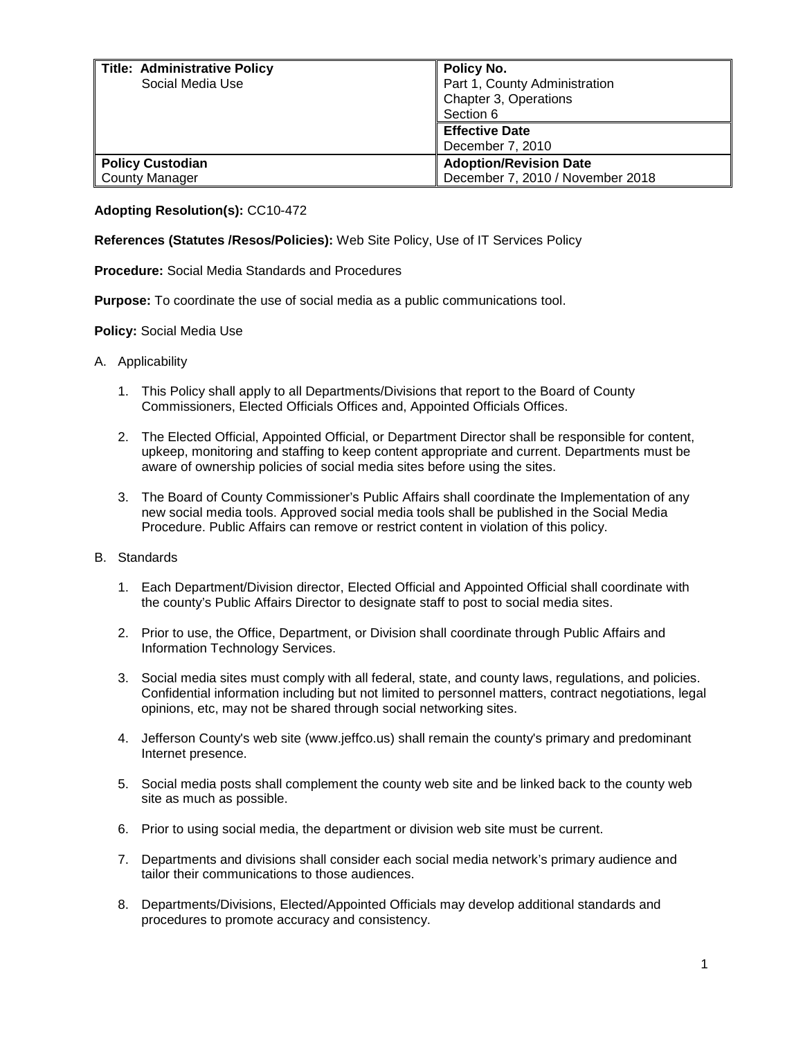| **Title: Administrative Policy**<br>Social Media Use | **Policy No.**<br>Part 1, County Administration<br>Chapter 3, Operations<br>Section 6 |
|---|---|
| | **Effective Date**<br>December 7, 2010 |
| **Policy Custodian**<br>County Manager | **Adoption/Revision Date**<br>December 7, 2010 / November 2018 |

**Adopting Resolution(s):** CC10-472

**References (Statutes /Resos/Policies):** Web Site Policy, Use of IT Services Policy

**Procedure:** Social Media Standards and Procedures

**Purpose:** To coordinate the use of social media as a public communications tool.

**Policy:** Social Media Use

A. Applicability

1. This Policy shall apply to all Departments/Divisions that report to the Board of County Commissioners, Elected Officials Offices and, Appointed Officials Offices.

2. The Elected Official, Appointed Official, or Department Director shall be responsible for content, upkeep, monitoring and staffing to keep content appropriate and current. Departments must be aware of ownership policies of social media sites before using the sites.

3. The Board of County Commissioner's Public Affairs shall coordinate the Implementation of any new social media tools. Approved social media tools shall be published in the Social Media Procedure. Public Affairs can remove or restrict content in violation of this policy.

B. Standards

1. Each Department/Division director, Elected Official and Appointed Official shall coordinate with the county's Public Affairs Director to designate staff to post to social media sites.

2. Prior to use, the Office, Department, or Division shall coordinate through Public Affairs and Information Technology Services.

3. Social media sites must comply with all federal, state, and county laws, regulations, and policies. Confidential information including but not limited to personnel matters, contract negotiations, legal opinions, etc, may not be shared through social networking sites.

4. Jefferson County's web site (www.jeffco.us) shall remain the county's primary and predominant Internet presence.

5. Social media posts shall complement the county web site and be linked back to the county web site as much as possible.

6. Prior to using social media, the department or division web site must be current.

7. Departments and divisions shall consider each social media network's primary audience and tailor their communications to those audiences.

8. Departments/Divisions, Elected/Appointed Officials may develop additional standards and procedures to promote accuracy and consistency.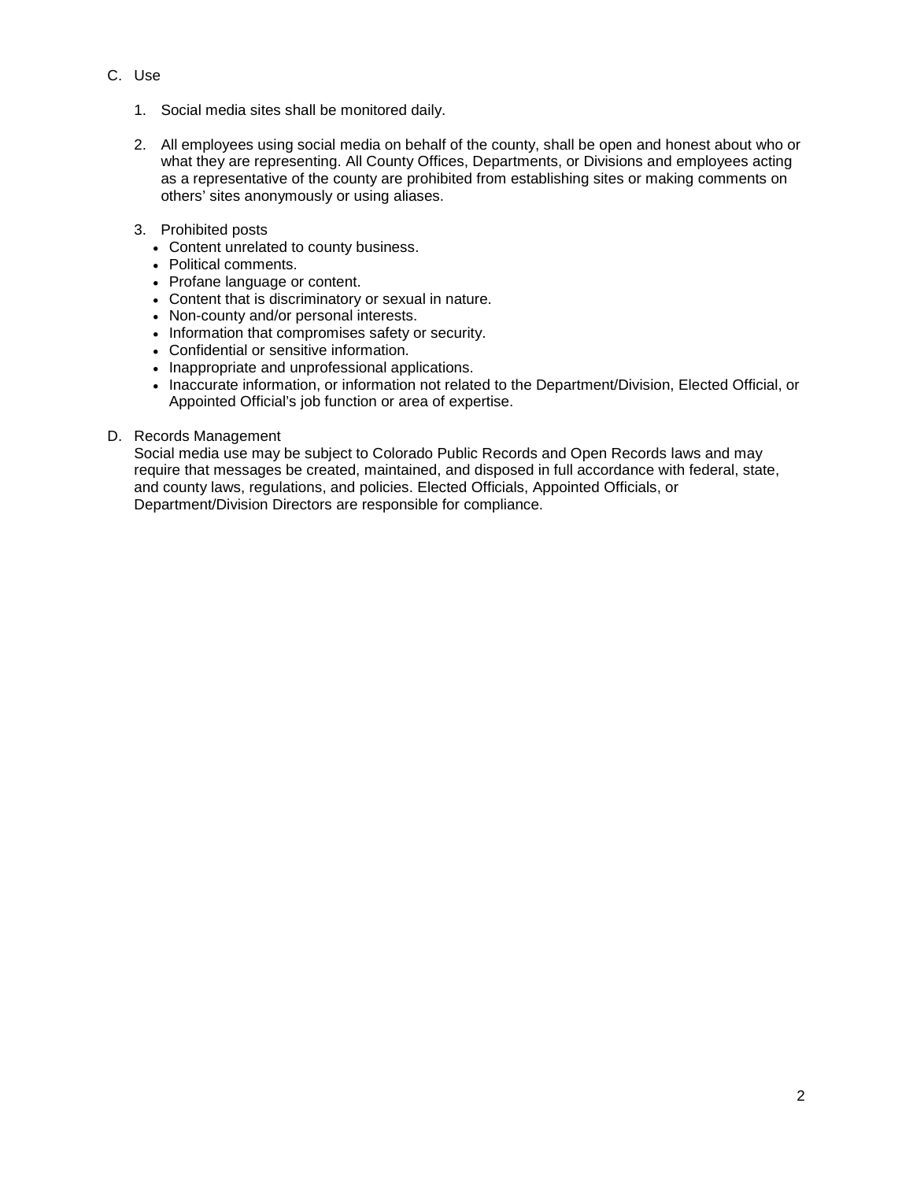C. Use

1. Social media sites shall be monitored daily.

2. All employees using social media on behalf of the county, shall be open and honest about who or what they are representing. All County Offices, Departments, or Divisions and employees acting as a representative of the county are prohibited from establishing sites or making comments on others' sites anonymously or using aliases.

3. Prohibited posts
   - Content unrelated to county business.
   - Political comments.
   - Profane language or content.
   - Content that is discriminatory or sexual in nature.
   - Non-county and/or personal interests.
   - Information that compromises safety or security.
   - Confidential or sensitive information.
   - Inappropriate and unprofessional applications.
   - Inaccurate information, or information not related to the Department/Division, Elected Official, or Appointed Official's job function or area of expertise.

D. Records Management

Social media use may be subject to Colorado Public Records and Open Records laws and may require that messages be created, maintained, and disposed in full accordance with federal, state, and county laws, regulations, and policies. Elected Officials, Appointed Officials, or Department/Division Directors are responsible for compliance.